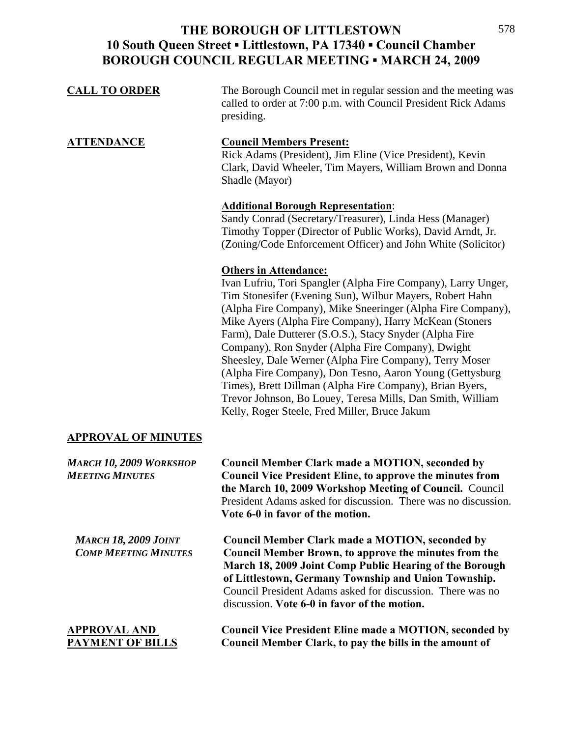# THE BOROUGH OF LITTLESTOWN
## 10 South Queen Street ▪ Littlestown, PA 17340 ▪ Council Chamber
## BOROUGH COUNCIL REGULAR MEETING ▪ MARCH 24, 2009

**CALL TO ORDER**

The Borough Council met in regular session and the meeting was called to order at 7:00 p.m. with Council President Rick Adams presiding.

**ATTENDANCE**

**Council Members Present:**
Rick Adams (President), Jim Eline (Vice President), Kevin Clark, David Wheeler, Tim Mayers, William Brown and Donna Shadle (Mayor)

**Additional Borough Representation**:
Sandy Conrad (Secretary/Treasurer), Linda Hess (Manager) Timothy Topper (Director of Public Works), David Arndt, Jr. (Zoning/Code Enforcement Officer) and John White (Solicitor)

**Others in Attendance:**
Ivan Lufriu, Tori Spangler (Alpha Fire Company), Larry Unger, Tim Stonesifer (Evening Sun), Wilbur Mayers, Robert Hahn (Alpha Fire Company), Mike Sneeringer (Alpha Fire Company), Mike Ayers (Alpha Fire Company), Harry McKean (Stoners Farm), Dale Dutterer (S.O.S.), Stacy Snyder (Alpha Fire Company), Ron Snyder (Alpha Fire Company), Dwight Sheesley, Dale Werner (Alpha Fire Company), Terry Moser (Alpha Fire Company), Don Tesno, Aaron Young (Gettysburg Times), Brett Dillman (Alpha Fire Company), Brian Byers, Trevor Johnson, Bo Louey, Teresa Mills, Dan Smith, William Kelly, Roger Steele, Fred Miller, Bruce Jakum

**APPROVAL OF MINUTES**

***MARCH 10, 2009 WORKSHOP MEETING MINUTES***

**Council Member Clark made a MOTION, seconded by Council Vice President Eline, to approve the minutes from the March 10, 2009 Workshop Meeting of Council.** Council President Adams asked for discussion. There was no discussion. **Vote 6-0 in favor of the motion.**

***MARCH 18, 2009 JOINT COMP MEETING MINUTES***

**Council Member Clark made a MOTION, seconded by Council Member Brown, to approve the minutes from the March 18, 2009 Joint Comp Public Hearing of the Borough of Littlestown, Germany Township and Union Township.** Council President Adams asked for discussion. There was no discussion. **Vote 6-0 in favor of the motion.**

**APPROVAL AND PAYMENT OF BILLS**

**Council Vice President Eline made a MOTION, seconded by Council Member Clark, to pay the bills in the amount of**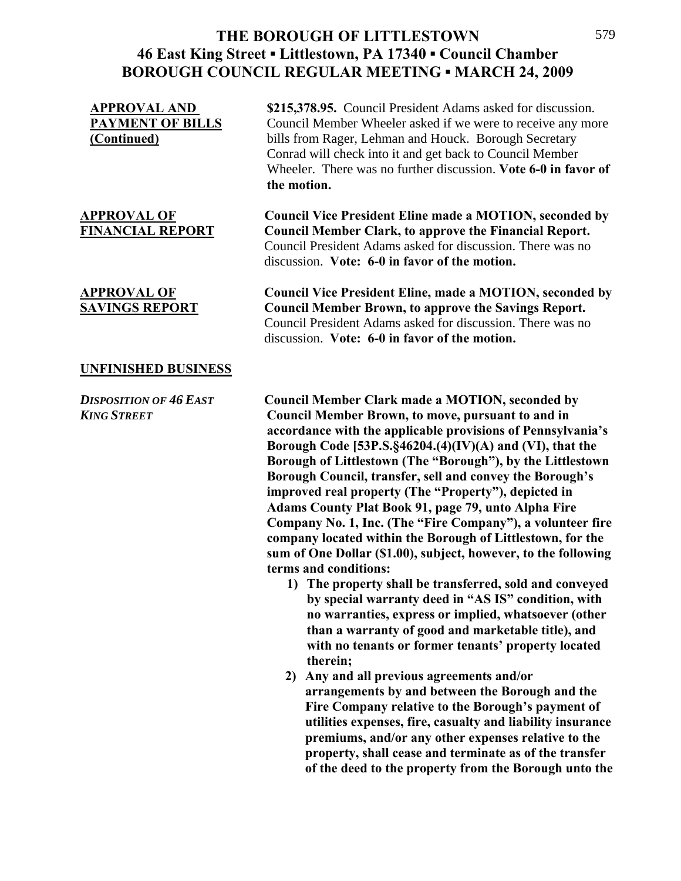# THE BOROUGH OF LITTLESTOWN
## 46 East King Street ▪ Littlestown, PA 17340 ▪ Council Chamber
## BOROUGH COUNCIL REGULAR MEETING ▪ MARCH 24, 2009

**APPROVAL AND PAYMENT OF BILLS (Continued)**

**$215,378.95.** Council President Adams asked for discussion. Council Member Wheeler asked if we were to receive any more bills from Rager, Lehman and Houck. Borough Secretary Conrad will check into it and get back to Council Member Wheeler. There was no further discussion. **Vote 6-0 in favor of the motion.**

**APPROVAL OF FINANCIAL REPORT**

**Council Vice President Eline made a MOTION, seconded by Council Member Clark, to approve the Financial Report.** Council President Adams asked for discussion. There was no discussion. **Vote: 6-0 in favor of the motion.**

**APPROVAL OF SAVINGS REPORT**

**Council Vice President Eline, made a MOTION, seconded by Council Member Brown, to approve the Savings Report.** Council President Adams asked for discussion. There was no discussion. **Vote: 6-0 in favor of the motion.**

**UNFINISHED BUSINESS**

***DISPOSITION OF 46 EAST KING STREET***

**Council Member Clark made a MOTION, seconded by Council Member Brown, to move, pursuant to and in accordance with the applicable provisions of Pennsylvania's Borough Code [53P.S.§46204.(4)(IV)(A) and (VI), that the Borough of Littlestown (The "Borough"), by the Littlestown Borough Council, transfer, sell and convey the Borough's improved real property (The "Property"), depicted in Adams County Plat Book 91, page 79, unto Alpha Fire Company No. 1, Inc. (The "Fire Company"), a volunteer fire company located within the Borough of Littlestown, for the sum of One Dollar ($1.00), subject, however, to the following terms and conditions:**

1) **The property shall be transferred, sold and conveyed by special warranty deed in "AS IS" condition, with no warranties, express or implied, whatsoever (other than a warranty of good and marketable title), and with no tenants or former tenants' property located therein;**
2) **Any and all previous agreements and/or arrangements by and between the Borough and the Fire Company relative to the Borough's payment of utilities expenses, fire, casualty and liability insurance premiums, and/or any other expenses relative to the property, shall cease and terminate as of the transfer of the deed to the property from the Borough unto the**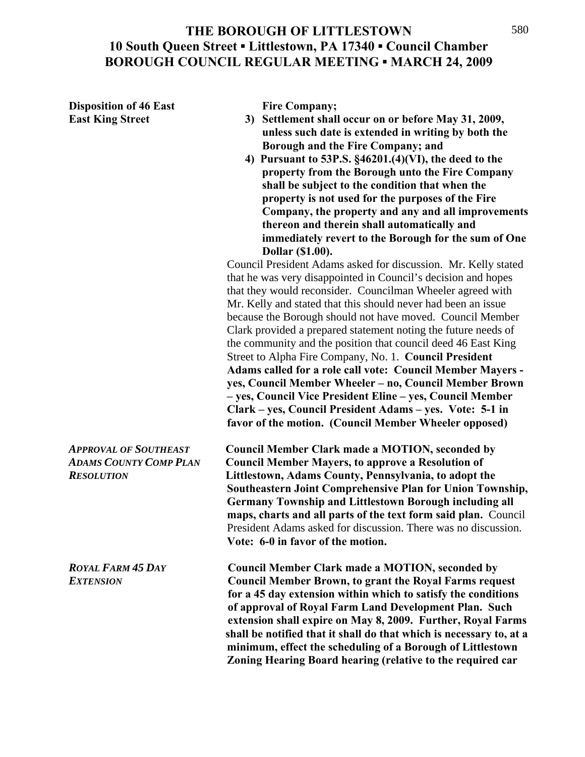# THE BOROUGH OF LITTLESTOWN
## 10 South Queen Street ▪ Littlestown, PA 17340 ▪ Council Chamber
## BOROUGH COUNCIL REGULAR MEETING ▪ MARCH 24, 2009

**Disposition of 46 East East King Street**

**Fire Company;**

3) **Settlement shall occur on or before May 31, 2009, unless such date is extended in writing by both the Borough and the Fire Company; and**
4) **Pursuant to 53P.S. §46201.(4)(VI), the deed to the property from the Borough unto the Fire Company shall be subject to the condition that when the property is not used for the purposes of the Fire Company, the property and any and all improvements thereon and therein shall automatically and immediately revert to the Borough for the sum of One Dollar ($1.00).**

Council President Adams asked for discussion. Mr. Kelly stated that he was very disappointed in Council's decision and hopes that they would reconsider. Councilman Wheeler agreed with Mr. Kelly and stated that this should never had been an issue because the Borough should not have moved. Council Member Clark provided a prepared statement noting the future needs of the community and the position that council deed 46 East King Street to Alpha Fire Company, No. 1. **Council President Adams called for a role call vote: Council Member Mayers - yes, Council Member Wheeler – no, Council Member Brown – yes, Council Vice President Eline – yes, Council Member Clark – yes, Council President Adams – yes. Vote: 5-1 in favor of the motion. (Council Member Wheeler opposed)**

***APPROVAL OF SOUTHEAST ADAMS COUNTY COMP PLAN RESOLUTION***

**Council Member Clark made a MOTION, seconded by Council Member Mayers, to approve a Resolution of Littlestown, Adams County, Pennsylvania, to adopt the Southeastern Joint Comprehensive Plan for Union Township, Germany Township and Littlestown Borough including all maps, charts and all parts of the text form said plan.** Council President Adams asked for discussion. There was no discussion. **Vote: 6-0 in favor of the motion.**

***ROYAL FARM 45 DAY EXTENSION***

**Council Member Clark made a MOTION, seconded by Council Member Brown, to grant the Royal Farms request for a 45 day extension within which to satisfy the conditions of approval of Royal Farm Land Development Plan. Such extension shall expire on May 8, 2009. Further, Royal Farms shall be notified that it shall do that which is necessary to, at a minimum, effect the scheduling of a Borough of Littlestown Zoning Hearing Board hearing (relative to the required car**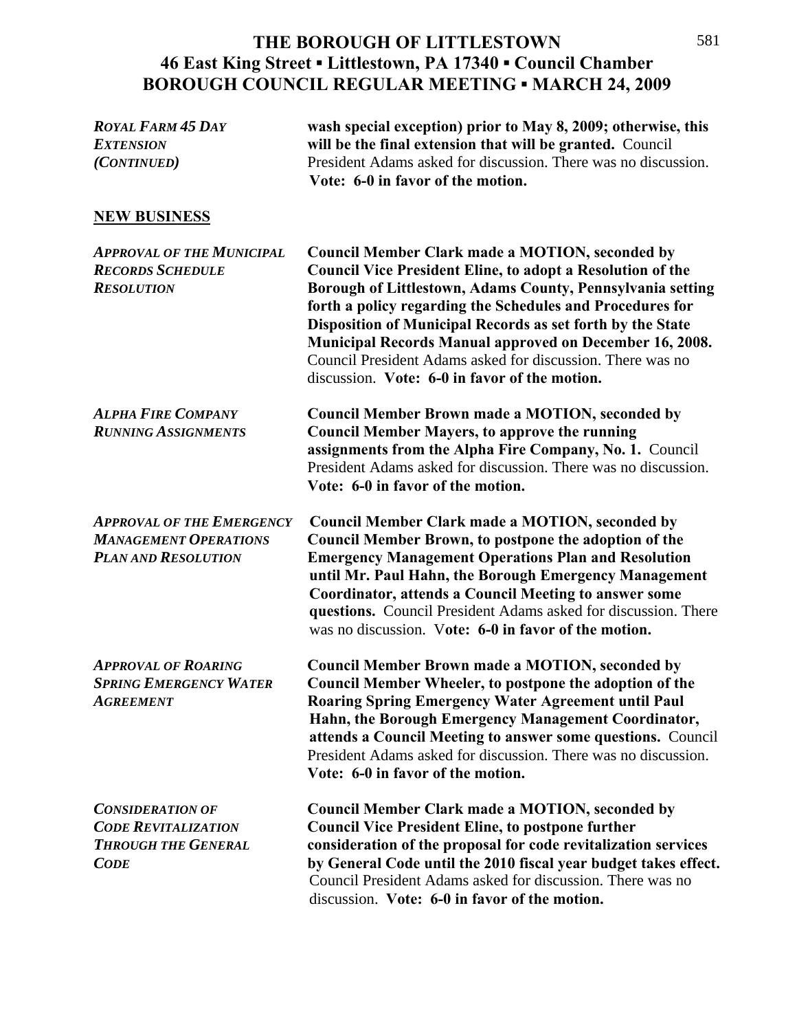**THE BOROUGH OF LITTLESTOWN**
**46 East King Street ▪ Littlestown, PA 17340 ▪ Council Chamber**
**BOROUGH COUNCIL REGULAR MEETING ▪ MARCH 24, 2009**

***ROYAL FARM 45 DAY EXTENSION (CONTINUED)***

**wash special exception) prior to May 8, 2009; otherwise, this will be the final extension that will be granted.** Council President Adams asked for discussion. There was no discussion. **Vote: 6-0 in favor of the motion.**

## NEW BUSINESS

***APPROVAL OF THE MUNICIPAL RECORDS SCHEDULE RESOLUTION***

**Council Member Clark made a MOTION, seconded by Council Vice President Eline, to adopt a Resolution of the Borough of Littlestown, Adams County, Pennsylvania setting forth a policy regarding the Schedules and Procedures for Disposition of Municipal Records as set forth by the State Municipal Records Manual approved on December 16, 2008.** Council President Adams asked for discussion. There was no discussion. **Vote: 6-0 in favor of the motion.**

***ALPHA FIRE COMPANY RUNNING ASSIGNMENTS***

**Council Member Brown made a MOTION, seconded by Council Member Mayers, to approve the running assignments from the Alpha Fire Company, No. 1.** Council President Adams asked for discussion. There was no discussion. **Vote: 6-0 in favor of the motion.**

***APPROVAL OF THE EMERGENCY MANAGEMENT OPERATIONS PLAN AND RESOLUTION***

**Council Member Clark made a MOTION, seconded by Council Member Brown, to postpone the adoption of the Emergency Management Operations Plan and Resolution until Mr. Paul Hahn, the Borough Emergency Management Coordinator, attends a Council Meeting to answer some questions.** Council President Adams asked for discussion. There was no discussion. V**ote: 6-0 in favor of the motion.**

***APPROVAL OF ROARING SPRING EMERGENCY WATER AGREEMENT***

**Council Member Brown made a MOTION, seconded by Council Member Wheeler, to postpone the adoption of the Roaring Spring Emergency Water Agreement until Paul Hahn, the Borough Emergency Management Coordinator, attends a Council Meeting to answer some questions.** Council President Adams asked for discussion. There was no discussion. **Vote: 6-0 in favor of the motion.**

***CONSIDERATION OF CODE REVITALIZATION THROUGH THE GENERAL CODE***

**Council Member Clark made a MOTION, seconded by Council Vice President Eline, to postpone further consideration of the proposal for code revitalization services by General Code until the 2010 fiscal year budget takes effect.** Council President Adams asked for discussion. There was no discussion. **Vote: 6-0 in favor of the motion.**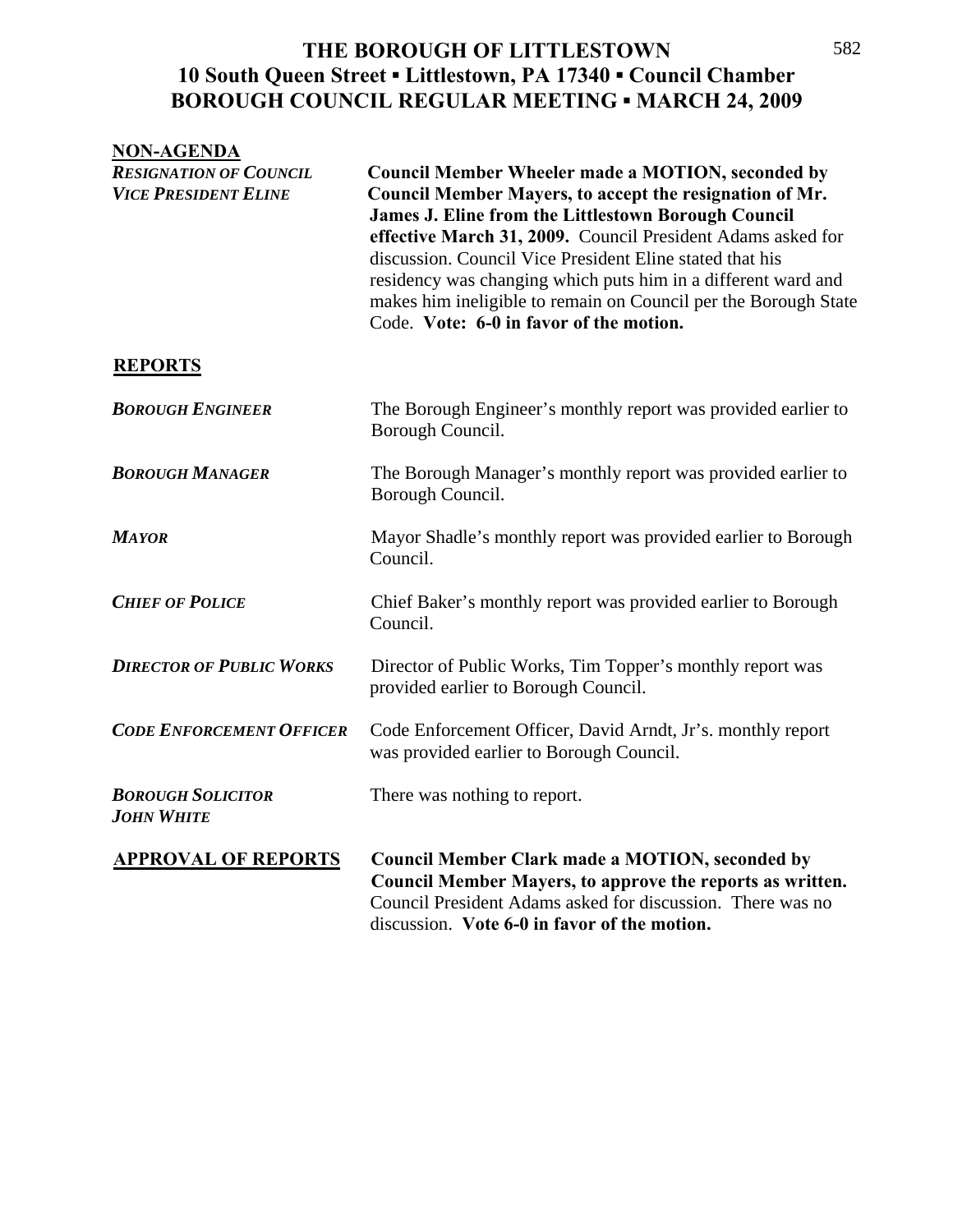# THE BOROUGH OF LITTLESTOWN
## 10 South Queen Street ▪ Littlestown, PA 17340 ▪ Council Chamber
## BOROUGH COUNCIL REGULAR MEETING ▪ MARCH 24, 2009

**NON-AGENDA**

***RESIGNATION OF COUNCIL VICE PRESIDENT ELINE***

**Council Member Wheeler made a MOTION, seconded by Council Member Mayers, to accept the resignation of Mr. James J. Eline from the Littlestown Borough Council effective March 31, 2009.** Council President Adams asked for discussion. Council Vice President Eline stated that his residency was changing which puts him in a different ward and makes him ineligible to remain on Council per the Borough State Code. **Vote: 6-0 in favor of the motion.**

**REPORTS**

***BOROUGH ENGINEER***

The Borough Engineer's monthly report was provided earlier to Borough Council.

***BOROUGH MANAGER***

The Borough Manager's monthly report was provided earlier to Borough Council.

***MAYOR***

Mayor Shadle's monthly report was provided earlier to Borough Council.

***CHIEF OF POLICE***

Chief Baker's monthly report was provided earlier to Borough Council.

***DIRECTOR OF PUBLIC WORKS***

Director of Public Works, Tim Topper's monthly report was provided earlier to Borough Council.

***CODE ENFORCEMENT OFFICER***

Code Enforcement Officer, David Arndt, Jr's. monthly report was provided earlier to Borough Council.

***BOROUGH SOLICITOR JOHN WHITE***

There was nothing to report.

**APPROVAL OF REPORTS**

**Council Member Clark made a MOTION, seconded by Council Member Mayers, to approve the reports as written.** Council President Adams asked for discussion. There was no discussion. **Vote 6-0 in favor of the motion.**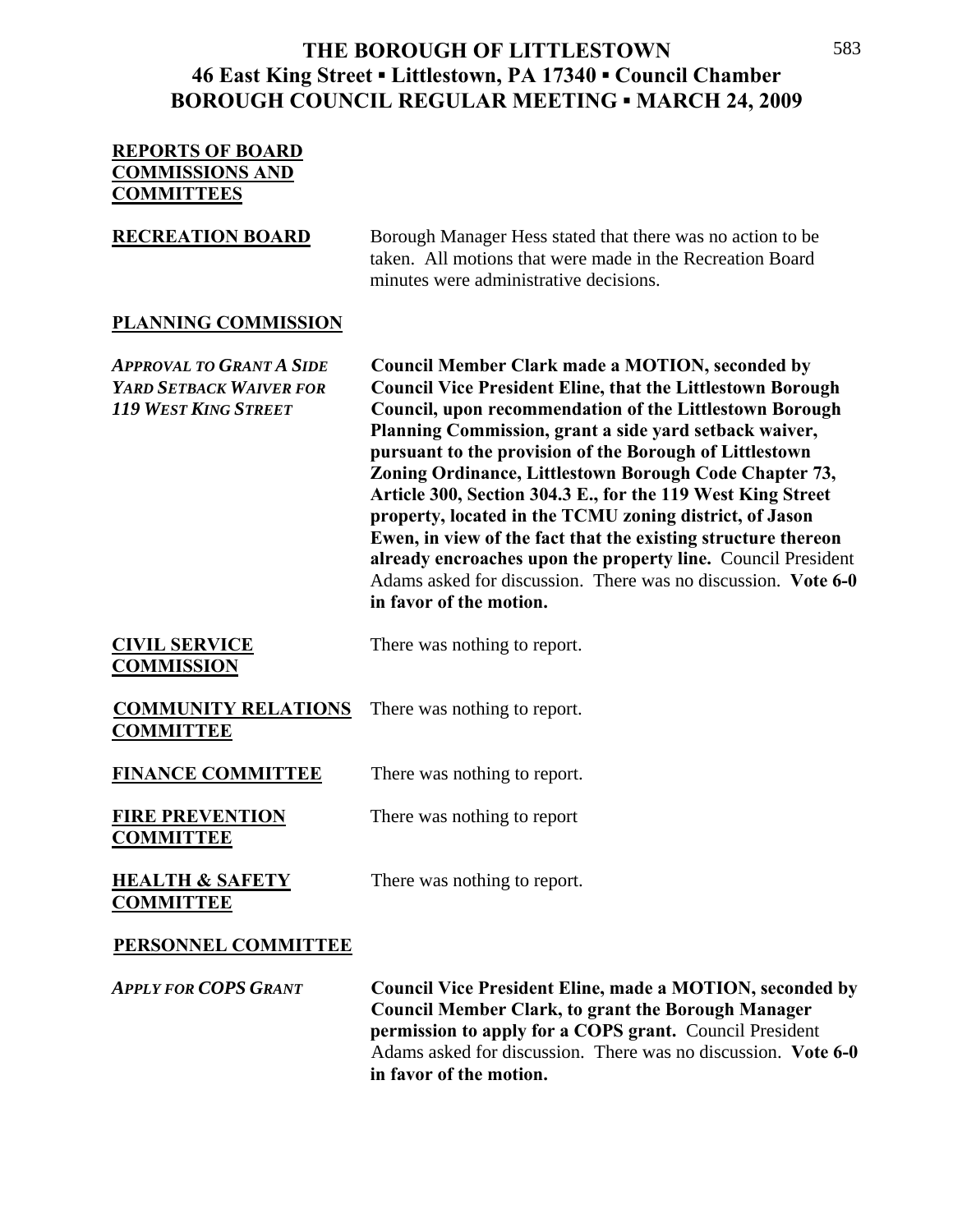# THE BOROUGH OF LITTLESTOWN
## 46 East King Street ▪ Littlestown, PA 17340 ▪ Council Chamber
## BOROUGH COUNCIL REGULAR MEETING ▪ MARCH 24, 2009

**REPORTS OF BOARD COMMISSIONS AND COMMITTEES**

**RECREATION BOARD**

Borough Manager Hess stated that there was no action to be taken. All motions that were made in the Recreation Board minutes were administrative decisions.

**PLANNING COMMISSION**

*APPROVAL TO GRANT A SIDE YARD SETBACK WAIVER FOR 119 WEST KING STREET*

**Council Member Clark made a MOTION, seconded by Council Vice President Eline, that the Littlestown Borough Council, upon recommendation of the Littlestown Borough Planning Commission, grant a side yard setback waiver, pursuant to the provision of the Borough of Littlestown Zoning Ordinance, Littlestown Borough Code Chapter 73, Article 300, Section 304.3 E., for the 119 West King Street property, located in the TCMU zoning district, of Jason Ewen, in view of the fact that the existing structure thereon already encroaches upon the property line.** Council President Adams asked for discussion. There was no discussion. **Vote 6-0 in favor of the motion.**

**CIVIL SERVICE COMMISSION**

There was nothing to report.

**COMMUNITY RELATIONS COMMITTEE**

There was nothing to report.

**FINANCE COMMITTEE**

There was nothing to report.

**FIRE PREVENTION COMMITTEE**

There was nothing to report

**HEALTH & SAFETY COMMITTEE**

There was nothing to report.

**PERSONNEL COMMITTEE**

*APPLY FOR COPS GRANT*

**Council Vice President Eline, made a MOTION, seconded by Council Member Clark, to grant the Borough Manager permission to apply for a COPS grant.** Council President Adams asked for discussion. There was no discussion. **Vote 6-0 in favor of the motion.**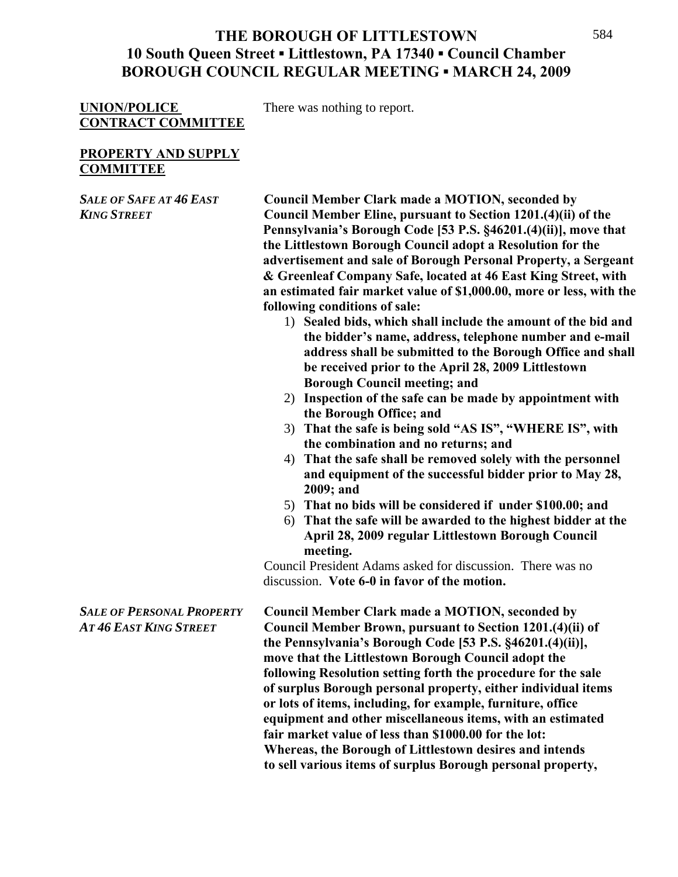**UNION/POLICE CONTRACT COMMITTEE**

There was nothing to report.

**PROPERTY AND SUPPLY COMMITTEE**

***SALE OF SAFE AT 46 EAST KING STREET***

**Council Member Clark made a MOTION, seconded by Council Member Eline, pursuant to Section 1201.(4)(ii) of the Pennsylvania's Borough Code [53 P.S. §46201.(4)(ii)], move that the Littlestown Borough Council adopt a Resolution for the advertisement and sale of Borough Personal Property, a Sergeant & Greenleaf Company Safe, located at 46 East King Street, with an estimated fair market value of $1,000.00, more or less, with the following conditions of sale:**

1) **Sealed bids, which shall include the amount of the bid and the bidder's name, address, telephone number and e-mail address shall be submitted to the Borough Office and shall be received prior to the April 28, 2009 Littlestown Borough Council meeting; and**
2) **Inspection of the safe can be made by appointment with the Borough Office; and**
3) **That the safe is being sold "AS IS", "WHERE IS", with the combination and no returns; and**
4) **That the safe shall be removed solely with the personnel and equipment of the successful bidder prior to May 28, 2009; and**
5) **That no bids will be considered if under $100.00; and**
6) **That the safe will be awarded to the highest bidder at the April 28, 2009 regular Littlestown Borough Council meeting.**

Council President Adams asked for discussion. There was no discussion. **Vote 6-0 in favor of the motion.**

***SALE OF PERSONAL PROPERTY AT 46 EAST KING STREET***

**Council Member Clark made a MOTION, seconded by Council Member Brown, pursuant to Section 1201.(4)(ii) of the Pennsylvania's Borough Code [53 P.S. §46201.(4)(ii)], move that the Littlestown Borough Council adopt the following Resolution setting forth the procedure for the sale of surplus Borough personal property, either individual items or lots of items, including, for example, furniture, office equipment and other miscellaneous items, with an estimated fair market value of less than $1000.00 for the lot: Whereas, the Borough of Littlestown desires and intends to sell various items of surplus Borough personal property,**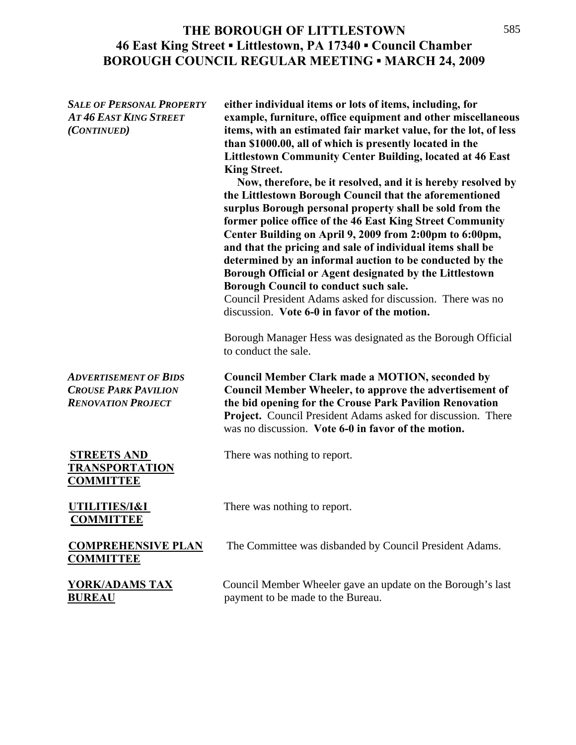# THE BOROUGH OF LITTLESTOWN
## 46 East King Street ▪ Littlestown, PA 17340 ▪ Council Chamber
## BOROUGH COUNCIL REGULAR MEETING ▪ MARCH 24, 2009

***SALE OF PERSONAL PROPERTY AT 46 EAST KING STREET (CONTINUED)***

**either individual items or lots of items, including, for example, furniture, office equipment and other miscellaneous items, with an estimated fair market value, for the lot, of less than $1000.00, all of which is presently located in the Littlestown Community Center Building, located at 46 East King Street.**

**Now, therefore, be it resolved, and it is hereby resolved by the Littlestown Borough Council that the aforementioned surplus Borough personal property shall be sold from the former police office of the 46 East King Street Community Center Building on April 9, 2009 from 2:00pm to 6:00pm, and that the pricing and sale of individual items shall be determined by an informal auction to be conducted by the Borough Official or Agent designated by the Littlestown Borough Council to conduct such sale.**

Council President Adams asked for discussion. There was no discussion. **Vote 6-0 in favor of the motion.**

Borough Manager Hess was designated as the Borough Official to conduct the sale.

***ADVERTISEMENT OF BIDS CROUSE PARK PAVILION RENOVATION PROJECT***

**Council Member Clark made a MOTION, seconded by Council Member Wheeler, to approve the advertisement of the bid opening for the Crouse Park Pavilion Renovation Project.** Council President Adams asked for discussion. There was no discussion. **Vote 6-0 in favor of the motion.**

**STREETS AND TRANSPORTATION COMMITTEE**

There was nothing to report.

**UTILITIES/I&I COMMITTEE**

There was nothing to report.

**COMPREHENSIVE PLAN COMMITTEE**

The Committee was disbanded by Council President Adams.

**YORK/ADAMS TAX BUREAU**

Council Member Wheeler gave an update on the Borough's last payment to be made to the Bureau.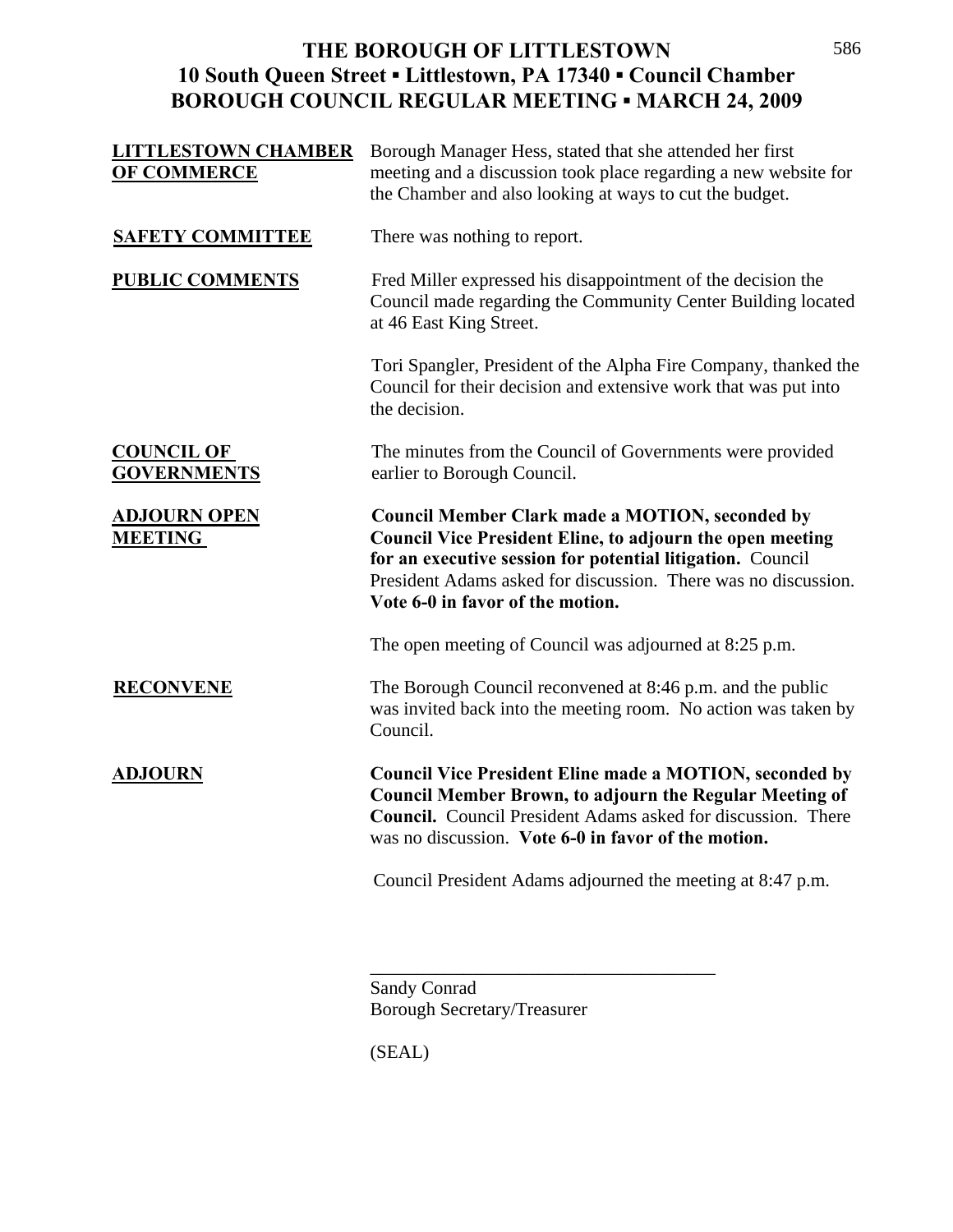# THE BOROUGH OF LITTLESTOWN
## 10 South Queen Street ▪ Littlestown, PA 17340 ▪ Council Chamber
## BOROUGH COUNCIL REGULAR MEETING ▪ MARCH 24, 2009

**LITTLESTOWN CHAMBER OF COMMERCE**

Borough Manager Hess, stated that she attended her first meeting and a discussion took place regarding a new website for the Chamber and also looking at ways to cut the budget.

**SAFETY COMMITTEE**

There was nothing to report.

**PUBLIC COMMENTS**

Fred Miller expressed his disappointment of the decision the Council made regarding the Community Center Building located at 46 East King Street.

Tori Spangler, President of the Alpha Fire Company, thanked the Council for their decision and extensive work that was put into the decision.

**COUNCIL OF GOVERNMENTS**

The minutes from the Council of Governments were provided earlier to Borough Council.

**ADJOURN OPEN MEETING**

**Council Member Clark made a MOTION, seconded by Council Vice President Eline, to adjourn the open meeting for an executive session for potential litigation.** Council President Adams asked for discussion. There was no discussion. **Vote 6-0 in favor of the motion.**

The open meeting of Council was adjourned at 8:25 p.m.

**RECONVENE**

The Borough Council reconvened at 8:46 p.m. and the public was invited back into the meeting room. No action was taken by Council.

**ADJOURN**

**Council Vice President Eline made a MOTION, seconded by Council Member Brown, to adjourn the Regular Meeting of Council.** Council President Adams asked for discussion. There was no discussion. **Vote 6-0 in favor of the motion.**

Council President Adams adjourned the meeting at 8:47 p.m.

\_\_\_\_\_\_\_\_\_\_\_\_\_\_\_\_\_\_\_\_\_\_\_\_\_\_\_\_\_\_\_\_\_\_\_\_\_

Sandy Conrad
Borough Secretary/Treasurer

(SEAL)